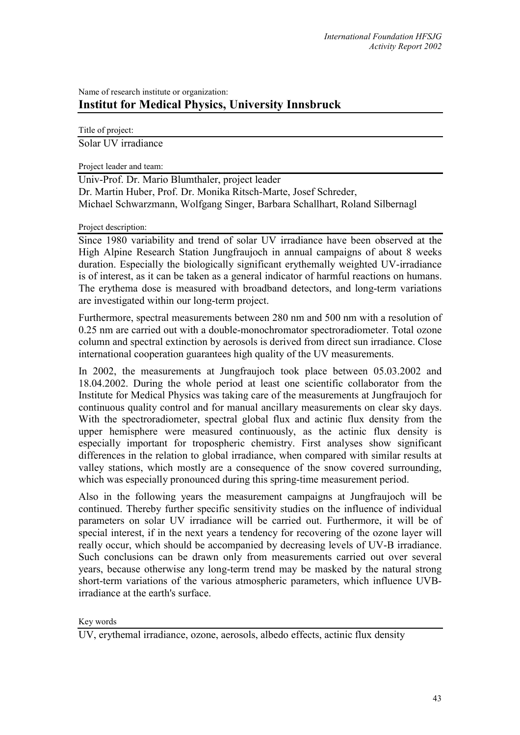Name of research institute or organization:

# Institut for Medical Physics, University Innsbruck

Title of project:

Solar UV irradiance

Project leader and team:

Univ-Prof. Dr. Mario Blumthaler, project leader
Dr. Martin Huber, Prof. Dr. Monika Ritsch-Marte, Josef Schreder,
Michael Schwarzmann, Wolfgang Singer, Barbara Schallhart, Roland Silbernagl

Project description:

Since 1980 variability and trend of solar UV irradiance have been observed at the High Alpine Research Station Jungfraujoch in annual campaigns of about 8 weeks duration. Especially the biologically significant erythemally weighted UV-irradiance is of interest, as it can be taken as a general indicator of harmful reactions on humans. The erythema dose is measured with broadband detectors, and long-term variations are investigated within our long-term project.

Furthermore, spectral measurements between 280 nm and 500 nm with a resolution of 0.25 nm are carried out with a double-monochromator spectroradiometer. Total ozone column and spectral extinction by aerosols is derived from direct sun irradiance. Close international cooperation guarantees high quality of the UV measurements.

In 2002, the measurements at Jungfraujoch took place between 05.03.2002 and 18.04.2002. During the whole period at least one scientific collaborator from the Institute for Medical Physics was taking care of the measurements at Jungfraujoch for continuous quality control and for manual ancillary measurements on clear sky days. With the spectroradiometer, spectral global flux and actinic flux density from the upper hemisphere were measured continuously, as the actinic flux density is especially important for tropospheric chemistry. First analyses show significant differences in the relation to global irradiance, when compared with similar results at valley stations, which mostly are a consequence of the snow covered surrounding, which was especially pronounced during this spring-time measurement period.

Also in the following years the measurement campaigns at Jungfraujoch will be continued. Thereby further specific sensitivity studies on the influence of individual parameters on solar UV irradiance will be carried out. Furthermore, it will be of special interest, if in the next years a tendency for recovering of the ozone layer will really occur, which should be accompanied by decreasing levels of UV-B irradiance. Such conclusions can be drawn only from measurements carried out over several years, because otherwise any long-term trend may be masked by the natural strong short-term variations of the various atmospheric parameters, which influence UVB-irradiance at the earth's surface.

Key words

UV, erythemal irradiance, ozone, aerosols, albedo effects, actinic flux density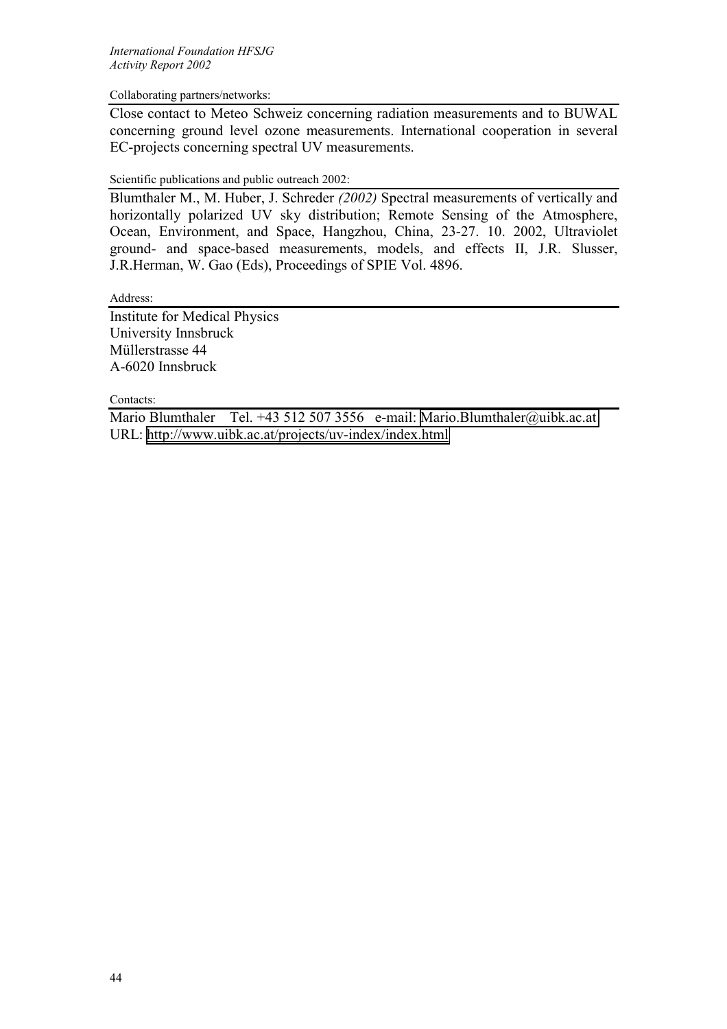Collaborating partners/networks:

Close contact to Meteo Schweiz concerning radiation measurements and to BUWAL concerning ground level ozone measurements. International cooperation in several EC-projects concerning spectral UV measurements.

Scientific publications and public outreach 2002:

Blumthaler M., M. Huber, J. Schreder *(2002)* Spectral measurements of vertically and horizontally polarized UV sky distribution; Remote Sensing of the Atmosphere, Ocean, Environment, and Space, Hangzhou, China, 23-27. 10. 2002, Ultraviolet ground- and space-based measurements, models, and effects II, J.R. Slusser, J.R.Herman, W. Gao (Eds), Proceedings of SPIE Vol. 4896.

Address:

Institute for Medical Physics
University Innsbruck
Müllerstrasse 44
A-6020 Innsbruck

Contacts:

Mario Blumthaler Tel. +43 512 507 3556 e-mail: Mario.Blumthaler@uibk.ac.at
URL: http://www.uibk.ac.at/projects/uv-index/index.html